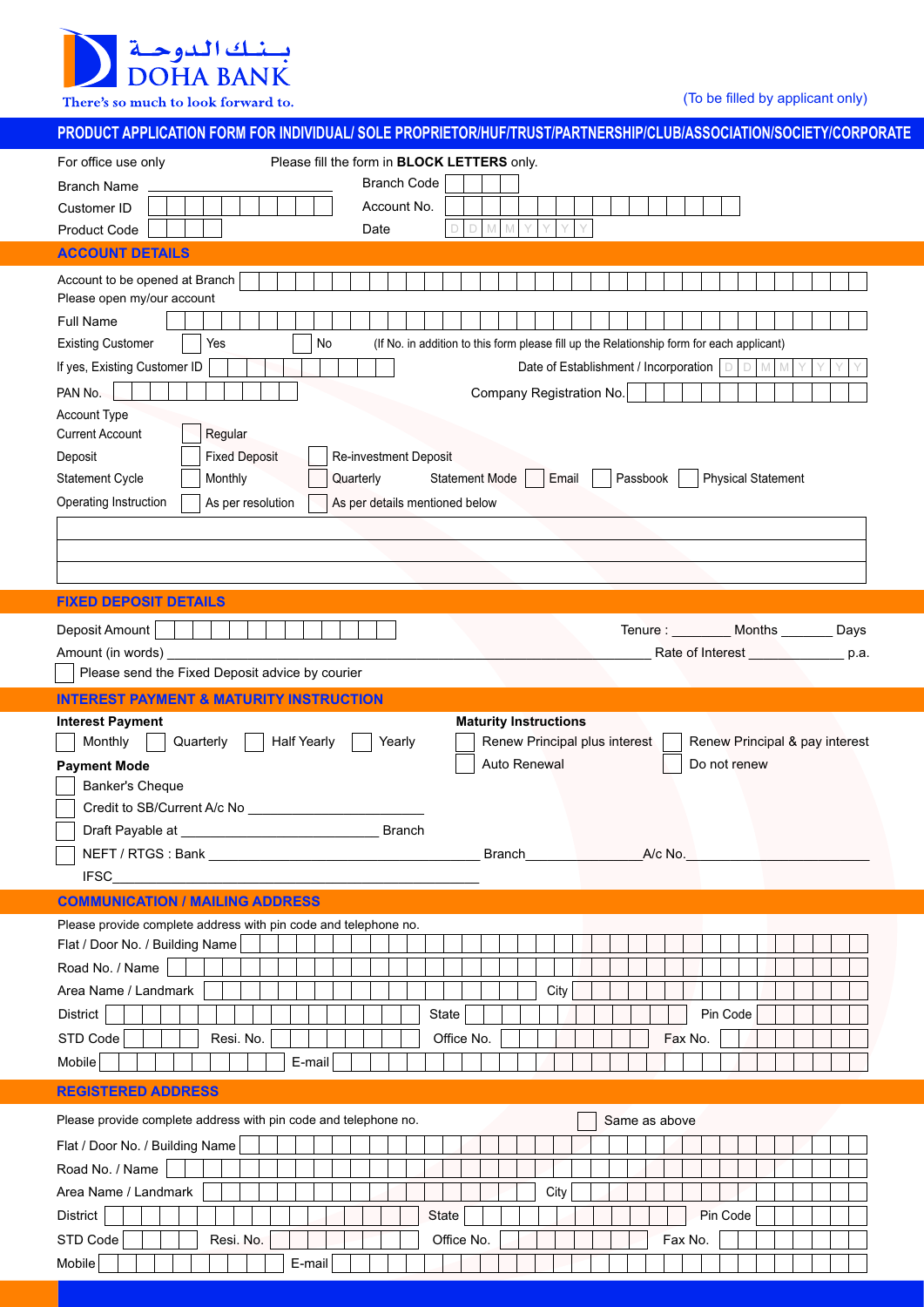بنك الدوحة
DOHA BANK
There's so much to look forward to.

(To be filled by applicant only)

# PRODUCT APPLICATION FORM FOR INDIVIDUAL/ SOLE PROPRIETOR/HUF/TRUST/PARTNERSHIP/CLUB/ASSOCIATION/SOCIETY/CORPORATE

For office use only

Please fill the form in **BLOCK LETTERS** only.

Branch Name ____________________ Branch Code

Customer ID Account No.

Product Code Date D D M M Y Y Y Y

## ACCOUNT DETAILS

Account to be opened at Branch

Please open my/our account

Full Name

Existing Customer ☐ Yes ☐ No (If No. in addition to this form please fill up the Relationship form for each applicant)

If yes, Existing Customer ID Date of Establishment / Incorporation D D M M Y Y Y Y

PAN No. Company Registration No.

Account Type

Current Account ☐ Regular

Deposit ☐ Fixed Deposit ☐ Re-investment Deposit

Statement Cycle ☐ Monthly ☐ Quarterly Statement Mode ☐ Email ☐ Passbook ☐ Physical Statement

Operating Instruction ☐ As per resolution ☐ As per details mentioned below

## FIXED DEPOSIT DETAILS

Deposit Amount Tenure : ________ Months _______ Days

Amount (in words) ____________________ Rate of Interest ____________ p.a.

☐ Please send the Fixed Deposit advice by courier

## INTEREST PAYMENT & MATURITY INSTRUCTION

**Interest Payment**

☐ Monthly ☐ Quarterly ☐ Half Yearly ☐ Yearly

**Maturity Instructions**

☐ Renew Principal plus interest ☐ Renew Principal & pay interest

☐ Auto Renewal ☐ Do not renew

**Payment Mode**

☐ Banker's Cheque

☐ Credit to SB/Current A/c No ____________________

☐ Draft Payable at ____________________ Branch

☐ NEFT / RTGS : Bank ____________________ Branch____________ A/c No.____________________

IFSC____________________

## COMMUNICATION / MAILING ADDRESS

Please provide complete address with pin code and telephone no.

Flat / Door No. / Building Name

Road No. / Name

Area Name / Landmark City

District State Pin Code

STD Code Resi. No. Office No. Fax No.

Mobile E-mail

## REGISTERED ADDRESS

Please provide complete address with pin code and telephone no. ☐ Same as above

Flat / Door No. / Building Name

Road No. / Name

Area Name / Landmark City

District State Pin Code

STD Code Resi. No. Office No. Fax No.

Mobile E-mail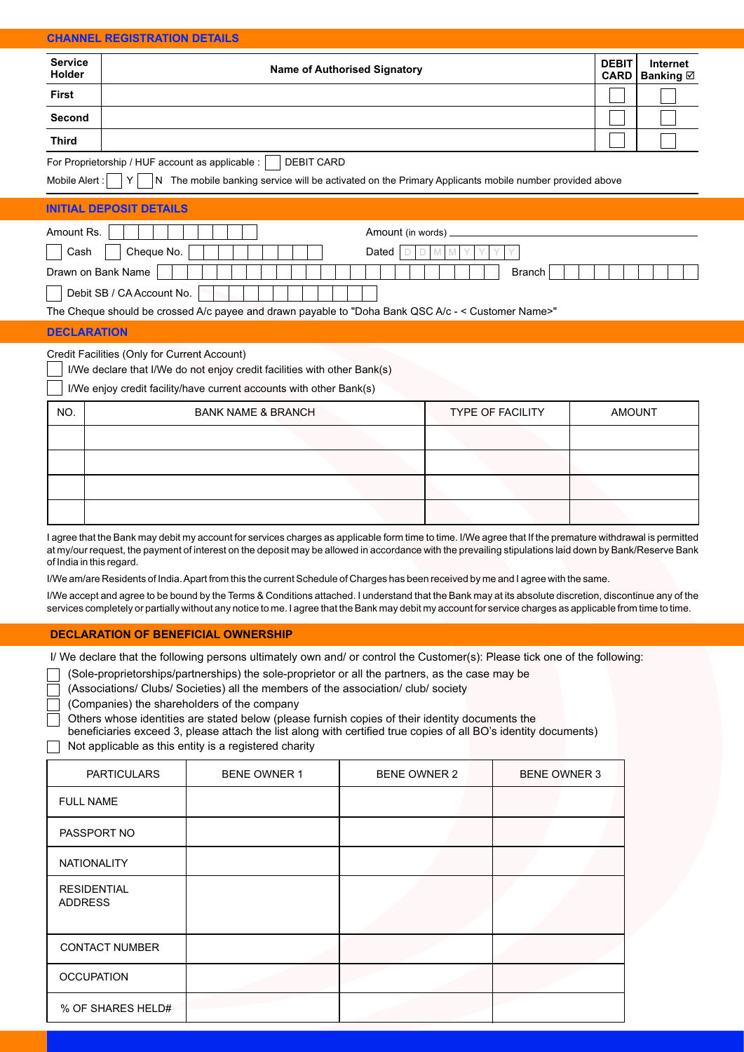## CHANNEL REGISTRATION DETAILS

| Service Holder | Name of Authorised Signatory | DEBIT CARD | Internet Banking ☑ |
|---|---|---|---|
| First | | ☐ | ☐ |
| Second | | ☐ | ☐ |
| Third | | ☐ | ☐ |

For Proprietorship / HUF account as applicable : ☐ DEBIT CARD

Mobile Alert : ☐ Y ☐ N The mobile banking service will be activated on the Primary Applicants mobile number provided above

## INITIAL DEPOSIT DETAILS

Amount Rs. ____________ Amount (in words) ____________

☐ Cash ☐ Cheque No. ____________ Dated D D M M Y Y Y Y

Drawn on Bank Name ____________ Branch ____________

☐ Debit SB / CA Account No. ____________

The Cheque should be crossed A/c payee and drawn payable to "Doha Bank QSC A/c - < Customer Name>"

## DECLARATION

Credit Facilities (Only for Current Account)

☐ I/We declare that I/We do not enjoy credit facilities with other Bank(s)

☐ I/We enjoy credit facility/have current accounts with other Bank(s)

| NO. | BANK NAME & BRANCH | TYPE OF FACILITY | AMOUNT |
|---|---|---|---|
| | | | |
| | | | |
| | | | |
| | | | |

I agree that the Bank may debit my account for services charges as applicable form time to time. I/We agree that If the premature withdrawal is permitted at my/our request, the payment of interest on the deposit may be allowed in accordance with the prevailing stipulations laid down by Bank/Reserve Bank of India in this regard.

I/We am/are Residents of India. Apart from this the current Schedule of Charges has been received by me and I agree with the same.

I/We accept and agree to be bound by the Terms & Conditions attached. I understand that the Bank may at its absolute discretion, discontinue any of the services completely or partially without any notice to me. I agree that the Bank may debit my account for service charges as applicable from time to time.

## DECLARATION OF BENEFICIAL OWNERSHIP

I/ We declare that the following persons ultimately own and/ or control the Customer(s): Please tick one of the following:

☐ (Sole-proprietorships/partnerships) the sole-proprietor or all the partners, as the case may be

☐ (Associations/ Clubs/ Societies) all the members of the association/ club/ society

☐ (Companies) the shareholders of the company

☐ Others whose identities are stated below (please furnish copies of their identity documents the beneficiaries exceed 3, please attach the list along with certified true copies of all BO's identity documents)

☐ Not applicable as this entity is a registered charity

| PARTICULARS | BENE OWNER 1 | BENE OWNER 2 | BENE OWNER 3 |
|---|---|---|---|
| FULL NAME | | | |
| PASSPORT NO | | | |
| NATIONALITY | | | |
| RESIDENTIAL ADDRESS | | | |
| CONTACT NUMBER | | | |
| OCCUPATION | | | |
| % OF SHARES HELD# | | | |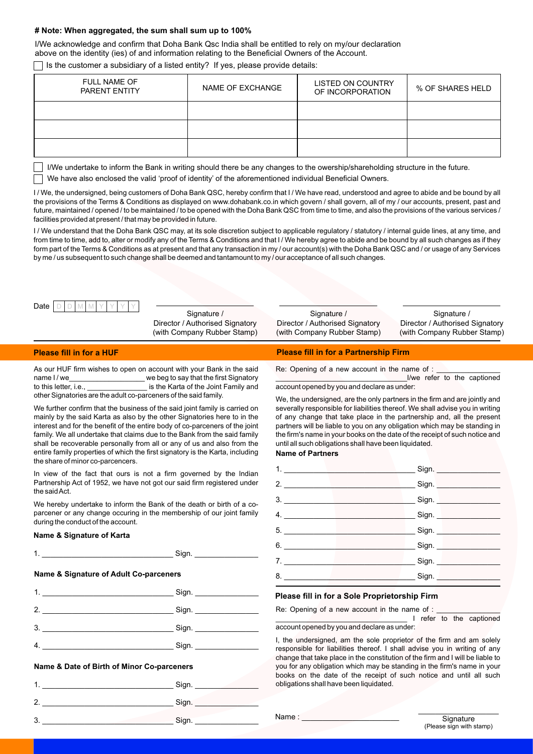**# Note: When aggregated, the sum shall sum up to 100%**

I/We acknowledge and confirm that Doha Bank Qsc India shall be entitled to rely on my/our declaration above on the identity (ies) of and information relating to the Beneficial Owners of the Account.

☐ Is the customer a subsidiary of a listed entity? If yes, please provide details:

| FULL NAME OF PARENT ENTITY | NAME OF EXCHANGE | LISTED ON COUNTRY OF INCORPORATION | % OF SHARES HELD |
|---|---|---|---|
| | | | |
| | | | |
| | | | |

☐ I/We undertake to inform the Bank in writing should there be any changes to the owership/shareholding structure in the future.

☐ We have also enclosed the valid 'proof of identity' of the aforementioned individual Beneficial Owners.

I / We, the undersigned, being customers of Doha Bank QSC, hereby confirm that I / We have read, understood and agree to abide and be bound by all the provisions of the Terms & Conditions as displayed on www.dohabank.co.in which govern / shall govern, all of my / our accounts, present, past and future, maintained / opened / to be maintained / to be opened with the Doha Bank QSC from time to time, and also the provisions of the various services / facilities provided at present / that may be provided in future.

I / We understand that the Doha Bank QSC may, at its sole discretion subject to applicable regulatory / statutory / internal guide lines, at any time, and from time to time, add to, alter or modify any of the Terms & Conditions and that I / We hereby agree to abide and be bound by all such changes as if they form part of the Terms & Conditions as at present and that any transaction in my / our account(s) with the Doha Bank QSC and / or usage of any Services by me / us subsequent to such change shall be deemed and tantamount to my / our acceptance of all such changes.

Date D D M M Y Y Y Y

Signature / Director / Authorised Signatory (with Company Rubber Stamp)

Signature / Director / Authorised Signatory (with Company Rubber Stamp)

Signature / Director / Authorised Signatory (with Company Rubber Stamp)

## Please fill in for a HUF

As our HUF firm wishes to open on account with your Bank in the said name I / we__________________ we beg to say that the first Signatory to this letter, i.e., _______________ is the Karta of the Joint Family and other Signatories are the adult co-parceners of the said family.

We further confirm that the business of the said joint family is carried on mainly by the said Karta as also by the other Signatories here to in the interest and for the benefit of the entire body of co-parceners of the joint family. We all undertake that claims due to the Bank from the said family shall be recoverable personally from all or any of us and also from the entire family properties of which the first signatory is the Karta, including the share of minor co-parcencers.

In view of the fact that ours is not a firm governed by the Indian Partnership Act of 1952, we have not got our said firm registered under the said Act.

We hereby undertake to inform the Bank of the death or birth of a co-parcener or any change occuring in the membership of our joint family during the conduct of the account.

**Name & Signature of Karta**

1. ______________________________ Sign. _______________

**Name & Signature of Adult Co-parceners**

1. ______________________________ Sign. _______________
2. ______________________________ Sign. _______________
3. ______________________________ Sign. _______________
4. ______________________________ Sign. _______________

**Name & Date of Birth of Minor Co-parceners**

1. ______________________________ Sign. _______________
2. ______________________________ Sign. _______________
3. ______________________________ Sign. _______________

## Please fill in for a Partnership Firm

Re: Opening of a new account in the name of : ______________________________ I/we refer to the captioned account opened by you and declare as under:

We, the undersigned, are the only partners in the firm and are jointly and severally responsible for liabilities thereof. We shall advise you in writing of any change that take place in the partnership and, all the present partners will be liable to you on any obligation which may be standing in the firm's name in your books on the date of the receipt of such notice and until all such obligations shall have been liquidated.

**Name of Partners**

1. ______________________________ Sign. _______________
2. ______________________________ Sign. _______________
3. ______________________________ Sign. _______________
4. ______________________________ Sign. _______________
5. ______________________________ Sign. _______________
6. ______________________________ Sign. _______________
7. ______________________________ Sign. _______________
8. ______________________________ Sign. _______________

## Please fill in for a Sole Proprietorship Firm

Re: Opening of a new account in the name of : ______________________________ I refer to the captioned account opened by you and declare as under:

I, the undersigned, am the sole proprietor of the firm and am solely responsible for liabilities thereof. I shall advise you in writing of any change that take place in the constitution of the firm and I will be liable to you for any obligation which may be standing in the firm's name in your books on the date of the receipt of such notice and until all such obligations shall have been liquidated.

Name : ______________________

Signature (Please sign with stamp)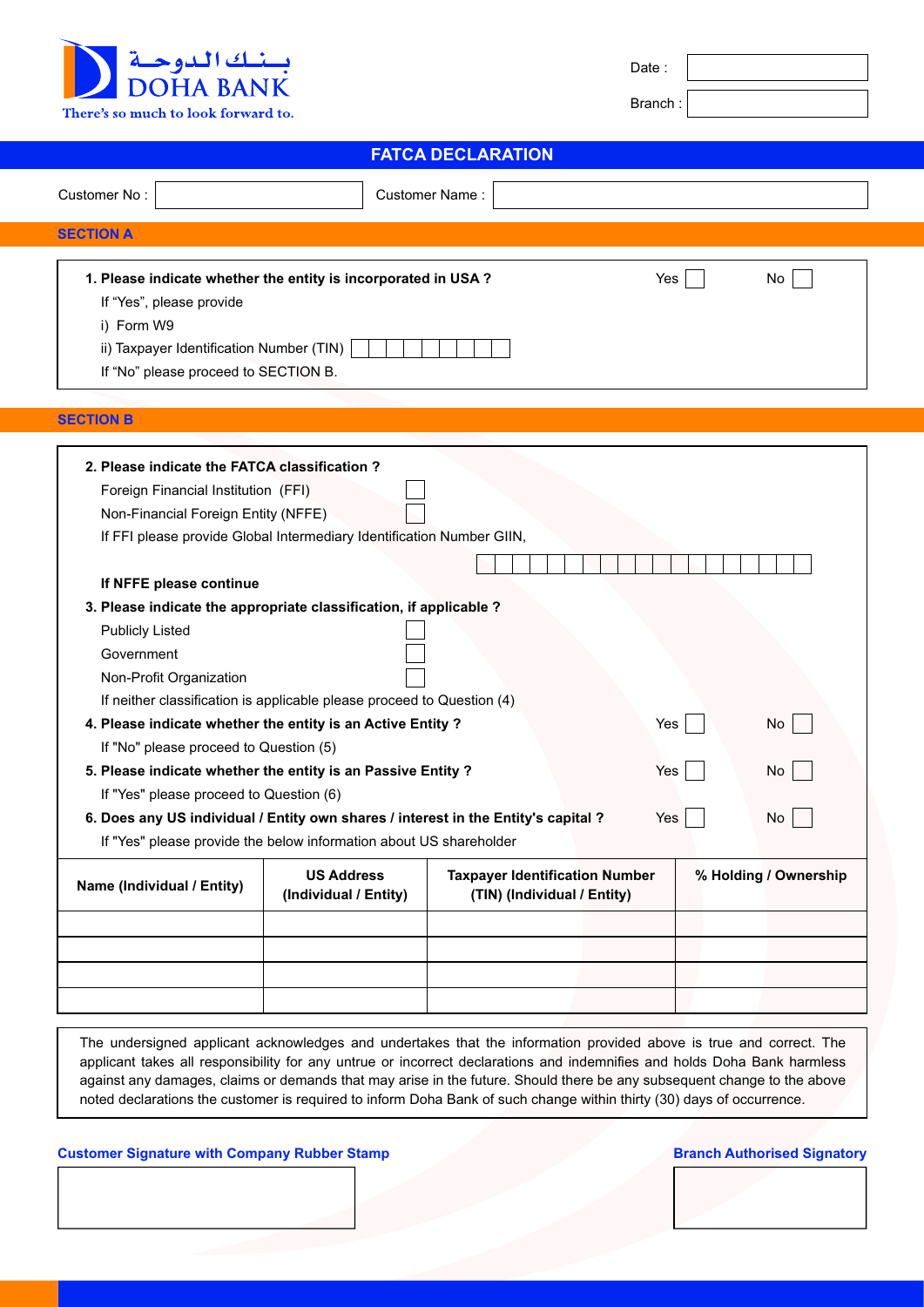بـنـك الدوحـة
DOHA BANK
There's so much to look forward to.

Date :

Branch :

# FATCA DECLARATION

Customer No : 
Customer Name :

## SECTION A

**1. Please indicate whether the entity is incorporated in USA ?** Yes ☐ No ☐

If "Yes", please provide

i) Form W9

ii) Taxpayer Identification Number (TIN) ☐☐☐☐☐☐☐☐☐

If "No" please proceed to SECTION B.

## SECTION B

**2. Please indicate the FATCA classification ?**

Foreign Financial Institution (FFI) ☐

Non-Financial Foreign Entity (NFFE) ☐

If FFI please provide Global Intermediary Identification Number GIIN,

☐☐☐☐☐☐☐☐☐☐☐☐☐☐☐☐☐☐☐

**If NFFE please continue**

**3. Please indicate the appropriate classification, if applicable ?**

Publicly Listed ☐

Government ☐

Non-Profit Organization ☐

If neither classification is applicable please proceed to Question (4)

**4. Please indicate whether the entity is an Active Entity ?** Yes ☐ No ☐

If "No" please proceed to Question (5)

**5. Please indicate whether the entity is an Passive Entity ?** Yes ☐ No ☐

If "Yes" please proceed to Question (6)

**6. Does any US individual / Entity own shares / interest in the Entity's capital ?** Yes ☐ No ☐

If "Yes" please provide the below information about US shareholder

| Name (Individual / Entity) | US Address (Individual / Entity) | Taxpayer Identification Number (TIN) (Individual / Entity) | % Holding / Ownership |
|---|---|---|---|
| | | | |
| | | | |
| | | | |
| | | | |

The undersigned applicant acknowledges and undertakes that the information provided above is true and correct. The applicant takes all responsibility for any untrue or incorrect declarations and indemnifies and holds Doha Bank harmless against any damages, claims or demands that may arise in the future. Should there be any subsequent change to the above noted declarations the customer is required to inform Doha Bank of such change within thirty (30) days of occurrence.

**Customer Signature with Company Rubber Stamp**

**Branch Authorised Signatory**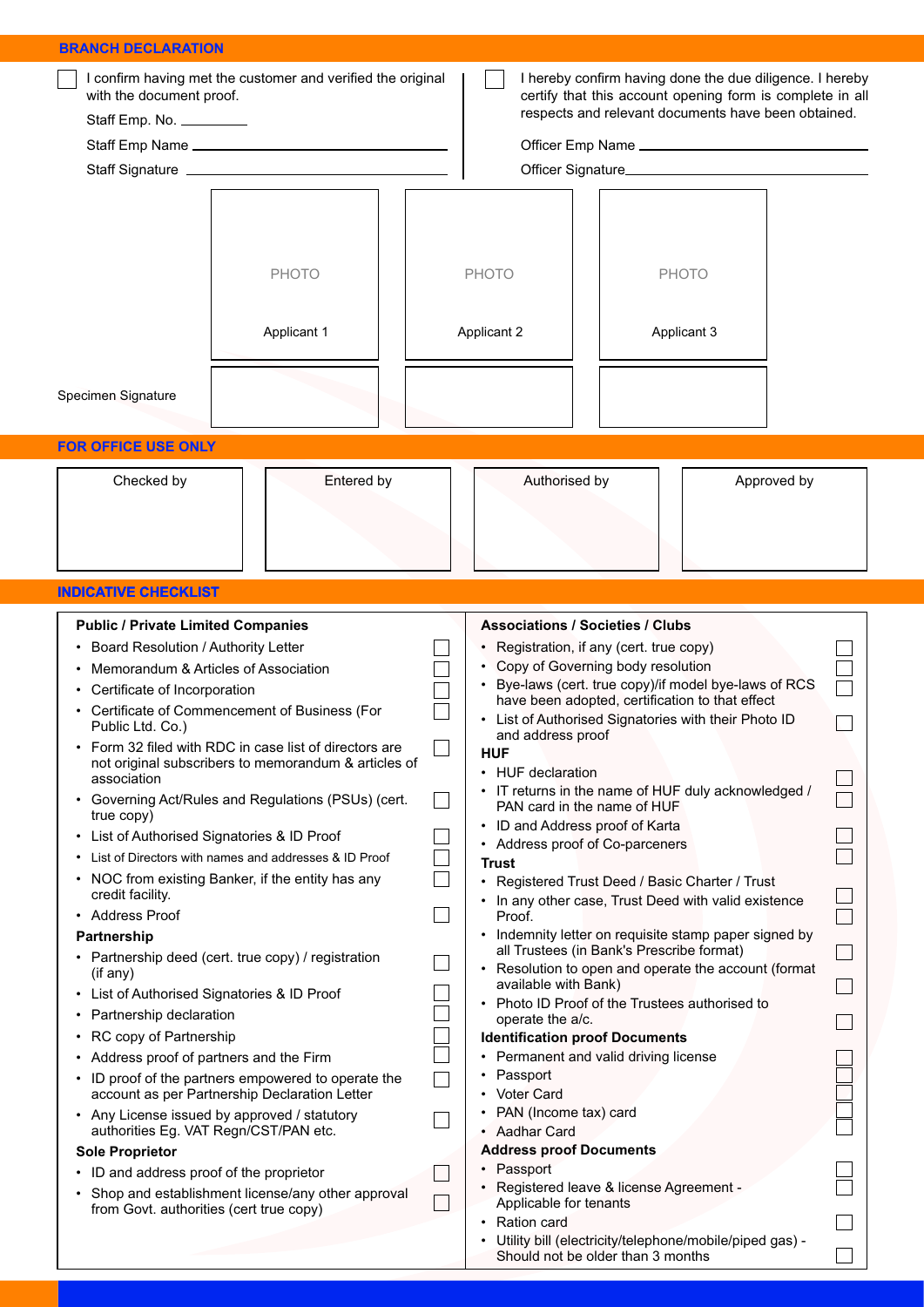## BRANCH DECLARATION

☐ I confirm having met the customer and verified the original with the document proof.

Staff Emp. No. _________

Staff Emp Name ___________________________

Staff Signature ___________________________

☐ I hereby confirm having done the due diligence. I hereby certify that this account opening form is complete in all respects and relevant documents have been obtained.

Officer Emp Name ___________________________

Officer Signature ___________________________

| PHOTO Applicant 1 | PHOTO Applicant 2 | PHOTO Applicant 3 |
|---|---|---|

| Specimen Signature | | | |
|---|---|---|---|

## FOR OFFICE USE ONLY

| Checked by | Entered by | Authorised by | Approved by |
|---|---|---|---|
| | | | |

## INDICATIVE CHECKLIST

**Public / Private Limited Companies**

- Board Resolution / Authority Letter ☐
- Memorandum & Articles of Association ☐
- Certificate of Incorporation ☐
- Certificate of Commencement of Business (For Public Ltd. Co.) ☐
- Form 32 filed with RDC in case list of directors are not original subscribers to memorandum & articles of association ☐
- Governing Act/Rules and Regulations (PSUs) (cert. true copy) ☐
- List of Authorised Signatories & ID Proof ☐
- List of Directors with names and addresses & ID Proof ☐
- NOC from existing Banker, if the entity has any credit facility. ☐
- Address Proof ☐

**Partnership**

- Partnership deed (cert. true copy) / registration (if any) ☐
- List of Authorised Signatories & ID Proof ☐
- Partnership declaration ☐
- RC copy of Partnership ☐
- Address proof of partners and the Firm ☐
- ID proof of the partners empowered to operate the account as per Partnership Declaration Letter ☐
- Any License issued by approved / statutory authorities Eg. VAT Regn/CST/PAN etc. ☐

**Sole Proprietor**

- ID and address proof of the proprietor ☐
- Shop and establishment license/any other approval from Govt. authorities (cert true copy) ☐

**Associations / Societies / Clubs**

- Registration, if any (cert. true copy) ☐
- Copy of Governing body resolution ☐
- Bye-laws (cert. true copy)/if model bye-laws of RCS have been adopted, certification to that effect ☐
- List of Authorised Signatories with their Photo ID and address proof ☐

**HUF**

- HUF declaration ☐
- IT returns in the name of HUF duly acknowledged / PAN card in the name of HUF ☐
- ID and Address proof of Karta ☐
- Address proof of Co-parceners ☐

**Trust**

- Registered Trust Deed / Basic Charter / Trust ☐
- In any other case, Trust Deed with valid existence Proof. ☐
- Indemnity letter on requisite stamp paper signed by all Trustees (in Bank's Prescribe format) ☐
- Resolution to open and operate the account (format available with Bank) ☐
- Photo ID Proof of the Trustees authorised to operate the a/c. ☐

**Identification proof Documents**

- Permanent and valid driving license ☐
- Passport ☐
- Voter Card ☐
- PAN (Income tax) card ☐
- Aadhar Card ☐

**Address proof Documents**

- Passport ☐
- Registered leave & license Agreement - Applicable for tenants ☐
- Ration card ☐
- Utility bill (electricity/telephone/mobile/piped gas) - Should not be older than 3 months ☐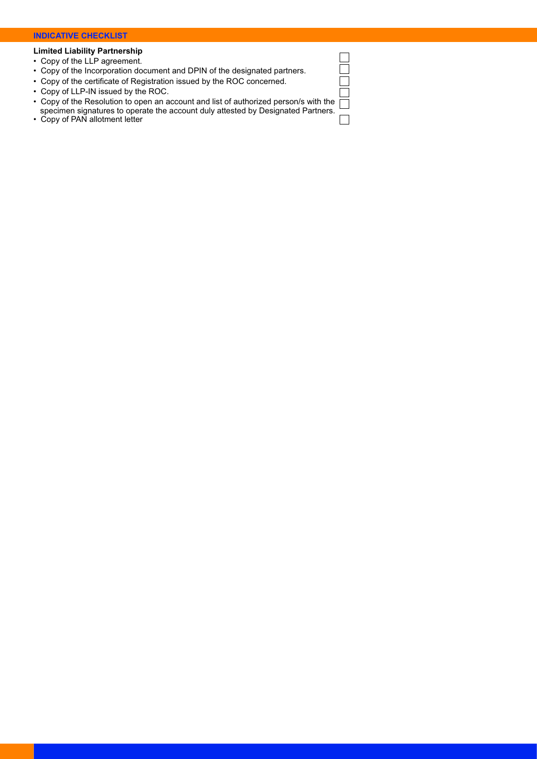## INDICATIVE CHECKLIST

**Limited Liability Partnership**

- Copy of the LLP agreement. ☐
- Copy of the Incorporation document and DPIN of the designated partners. ☐
- Copy of the certificate of Registration issued by the ROC concerned. ☐
- Copy of LLP-IN issued by the ROC. ☐
- Copy of the Resolution to open an account and list of authorized person/s with the specimen signatures to operate the account duly attested by Designated Partners. ☐
- Copy of PAN allotment letter ☐